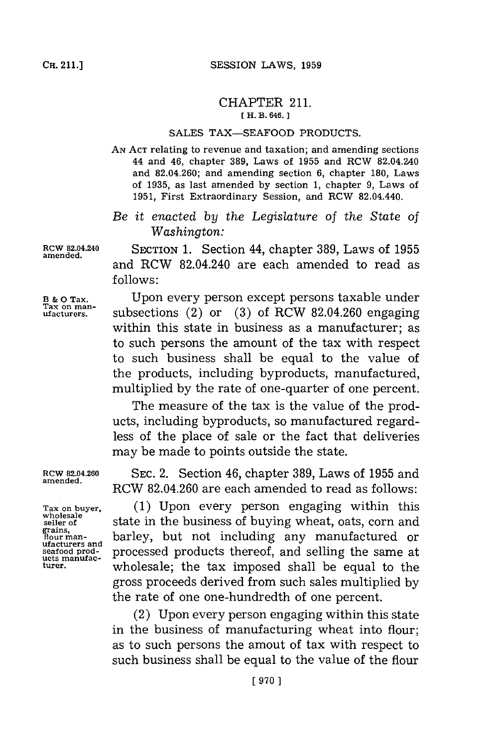# CHAPTER 211.

[ H. B. 646. ]

## SALES TAX—SEAFOOD PRODUCTS.

AN ACT relating to revenue and taxation; and amending sections 44 and 46, chapter 389, Laws of 1955 and RCW 82.04.240 and 82.04.260; and amending section 6, chapter 180, Laws of 1935, as last amended by section 1, chapter 9, Laws of 1951, First Extraordinary Session, and RCW 82.04.440.

*Be it enacted by the Legislature of the State of Washington:*

RCW 82.04.240 amended.

SECTION 1. Section 44, chapter 389, Laws of 1955 and RCW 82.04.240 are each amended to read as follows:

B & O Tax. Tax on manufacturers.

Upon every person except persons taxable under subsections (2) or (3) of RCW 82.04.260 engaging within this state in business as a manufacturer; as to such persons the amount of the tax with respect to such business shall be equal to the value of the products, including byproducts, manufactured, multiplied by the rate of one-quarter of one percent.

The measure of the tax is the value of the products, including byproducts, so manufactured regardless of the place of sale or the fact that deliveries may be made to points outside the state.

RCW 82.04.260 amended.

SEC. 2. Section 46, chapter 389, Laws of 1955 and RCW 82.04.260 are each amended to read as follows:

Tax on buyer, wholesale seller of grains, flour manufacturers and seafood products manufacturer.

(1) Upon every person engaging within this state in the business of buying wheat, oats, corn and barley, but not including any manufactured or processed products thereof, and selling the same at wholesale; the tax imposed shall be equal to the gross proceeds derived from such sales multiplied by the rate of one one-hundredth of one percent.

(2) Upon every person engaging within this state in the business of manufacturing wheat into flour; as to such persons the amout of tax with respect to such business shall be equal to the value of the flour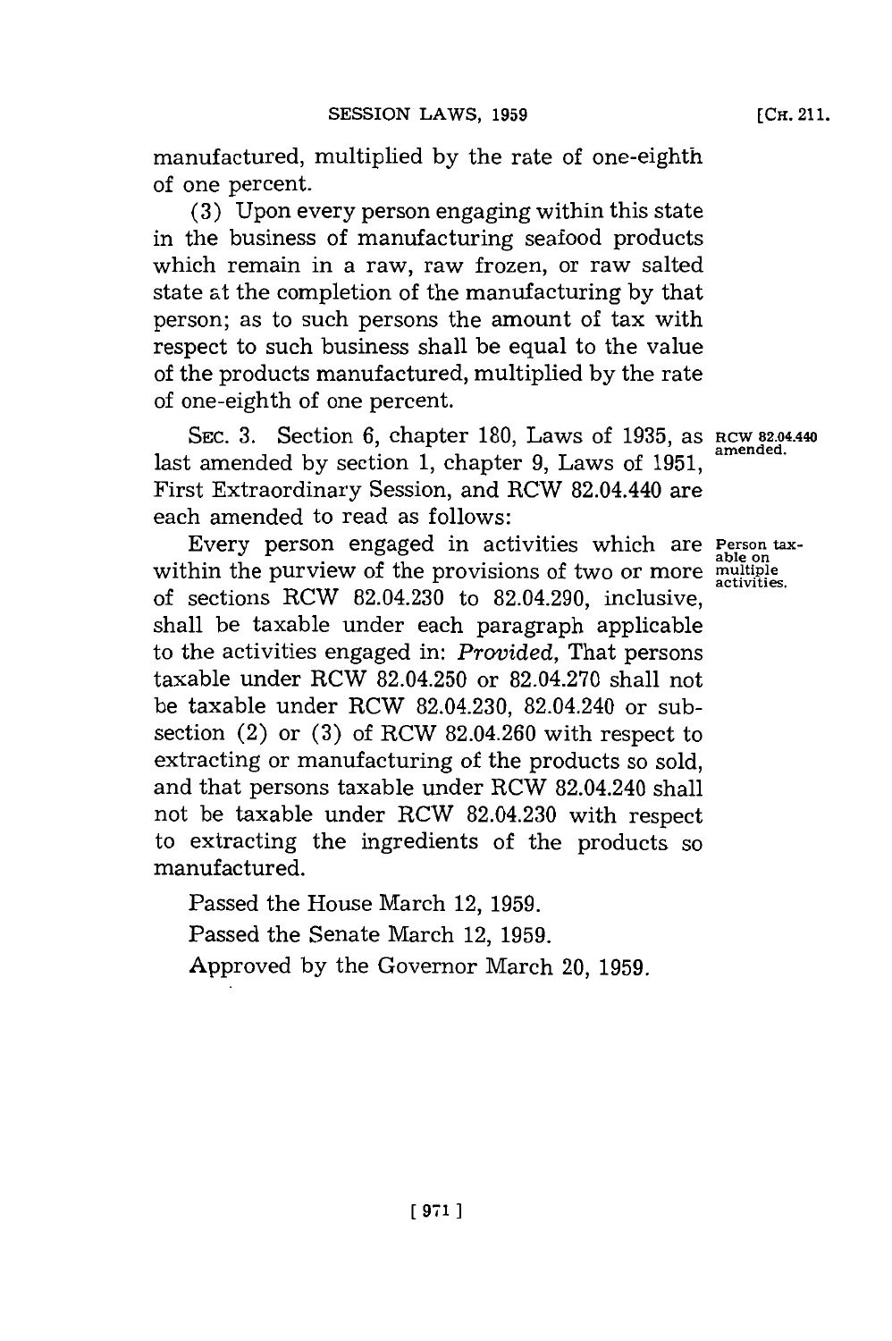manufactured, multiplied by the rate of one-eighth of one percent.

(3) Upon every person engaging within this state in the business of manufacturing seafood products which remain in a raw, raw frozen, or raw salted state at the completion of the manufacturing by that person; as to such persons the amount of tax with respect to such business shall be equal to the value of the products manufactured, multiplied by the rate of one-eighth of one percent.

SEC. 3. Section 6, chapter 180, Laws of 1935, as last amended by section 1, chapter 9, Laws of 1951, First Extraordinary Session, and RCW 82.04.440 are each amended to read as follows:

**RCW 82.04.440 amended.**

**Person taxable on multiple activities.**

Every person engaged in activities which are within the purview of the provisions of two or more of sections RCW 82.04.230 to 82.04.290, inclusive, shall be taxable under each paragraph applicable to the activities engaged in: *Provided,* That persons taxable under RCW 82.04.250 or 82.04.270 shall not be taxable under RCW 82.04.230, 82.04.240 or subsection (2) or (3) of RCW 82.04.260 with respect to extracting or manufacturing of the products so sold, and that persons taxable under RCW 82.04.240 shall not be taxable under RCW 82.04.230 with respect to extracting the ingredients of the products so manufactured.

Passed the House March 12, 1959.

Passed the Senate March 12, 1959.

Approved by the Governor March 20, 1959.